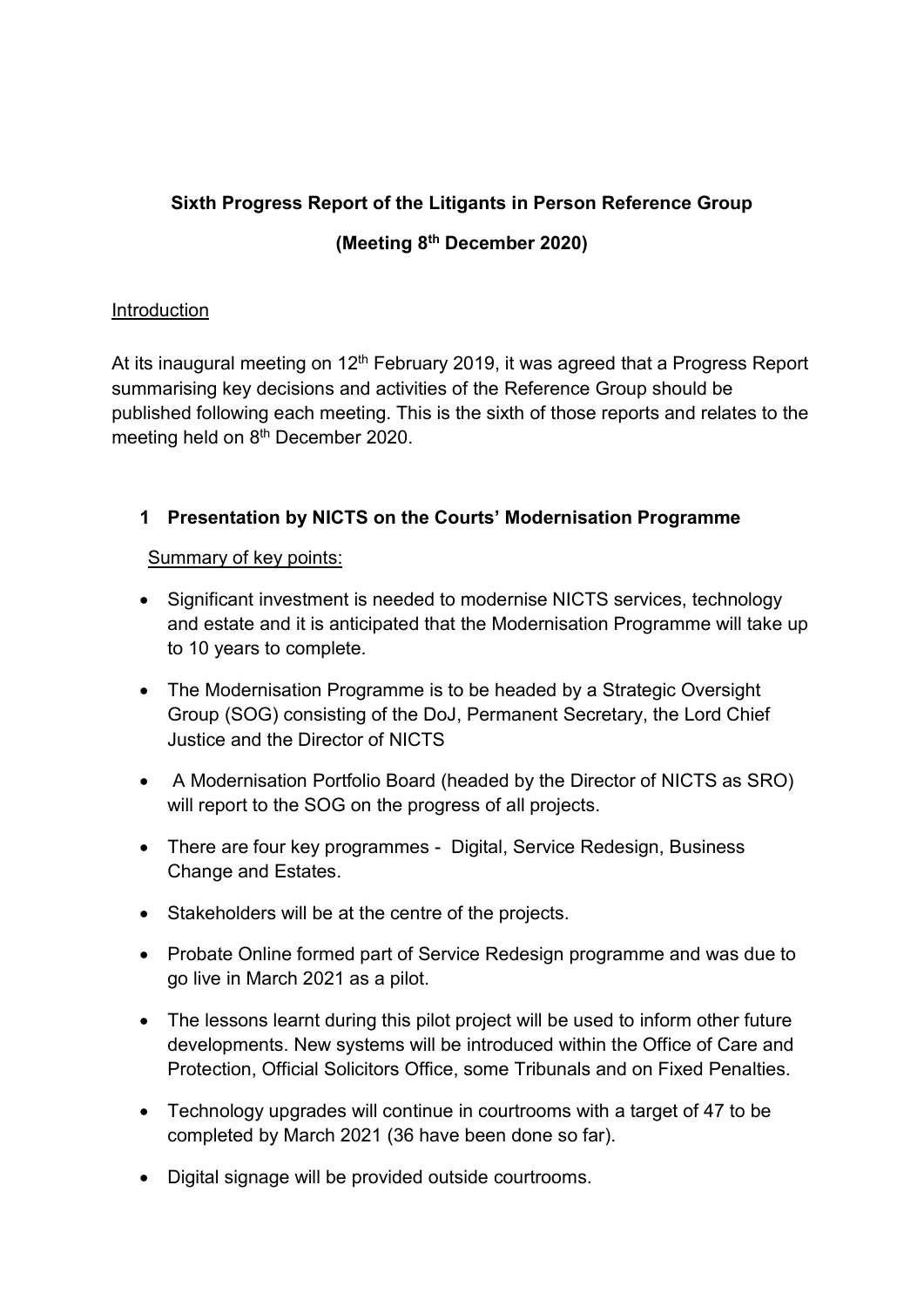**Sixth Progress Report of the Litigants in Person Reference Group**

**(Meeting 8th December 2020)**

Introduction

At its inaugural meeting on 12th February 2019, it was agreed that a Progress Report summarising key decisions and activities of the Reference Group should be published following each meeting. This is the sixth of those reports and relates to the meeting held on 8th December 2020.

## 1 Presentation by NICTS on the Courts' Modernisation Programme

Summary of key points:

- Significant investment is needed to modernise NICTS services, technology and estate and it is anticipated that the Modernisation Programme will take up to 10 years to complete.
- The Modernisation Programme is to be headed by a Strategic Oversight Group (SOG) consisting of the DoJ, Permanent Secretary, the Lord Chief Justice and the Director of NICTS
- A Modernisation Portfolio Board (headed by the Director of NICTS as SRO) will report to the SOG on the progress of all projects.
- There are four key programmes - Digital, Service Redesign, Business Change and Estates.
- Stakeholders will be at the centre of the projects.
- Probate Online formed part of Service Redesign programme and was due to go live in March 2021 as a pilot.
- The lessons learnt during this pilot project will be used to inform other future developments. New systems will be introduced within the Office of Care and Protection, Official Solicitors Office, some Tribunals and on Fixed Penalties.
- Technology upgrades will continue in courtrooms with a target of 47 to be completed by March 2021 (36 have been done so far).
- Digital signage will be provided outside courtrooms.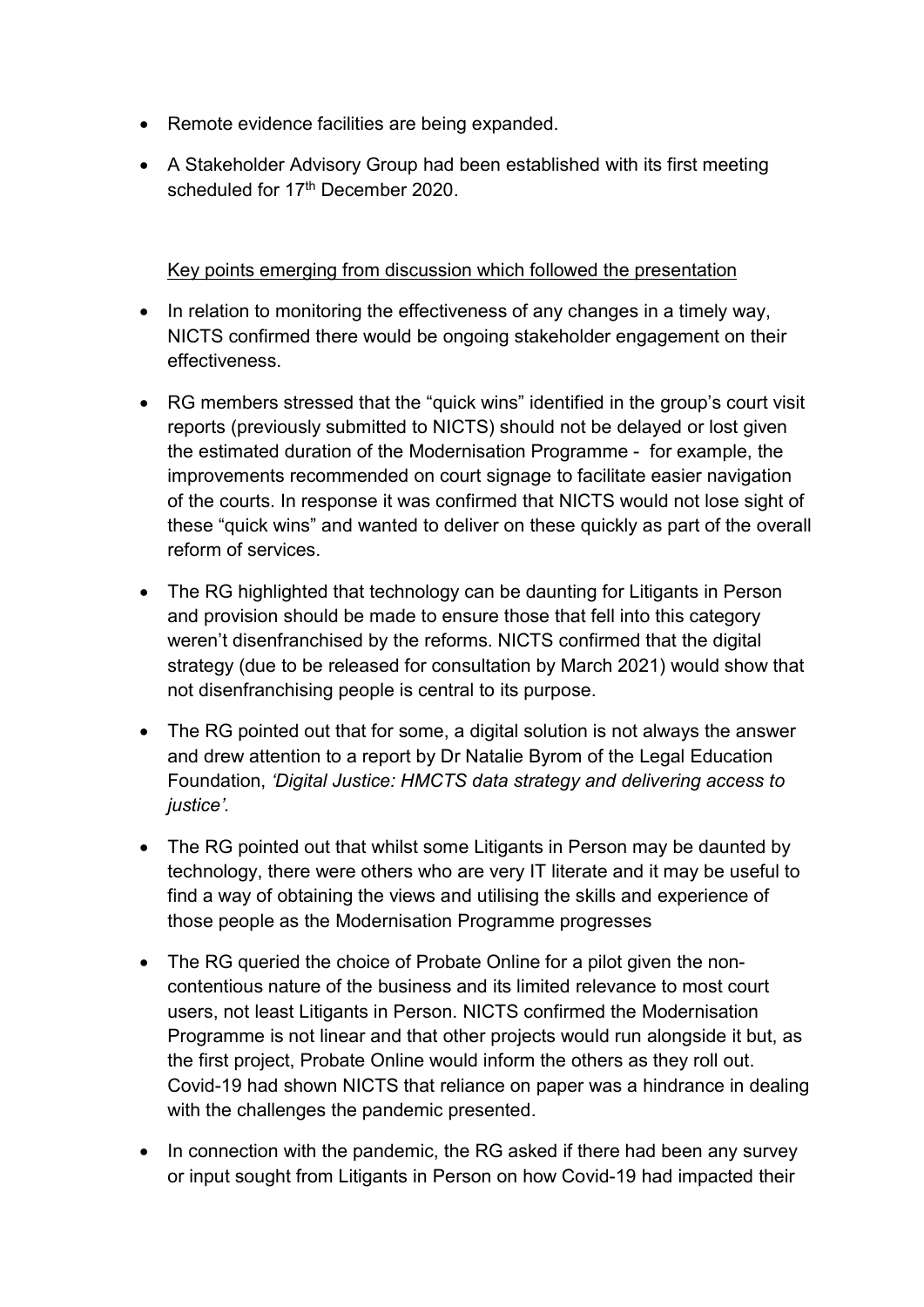- Remote evidence facilities are being expanded.
- A Stakeholder Advisory Group had been established with its first meeting scheduled for 17th December 2020.

Key points emerging from discussion which followed the presentation

- In relation to monitoring the effectiveness of any changes in a timely way, NICTS confirmed there would be ongoing stakeholder engagement on their effectiveness.
- RG members stressed that the "quick wins" identified in the group's court visit reports (previously submitted to NICTS) should not be delayed or lost given the estimated duration of the Modernisation Programme - for example, the improvements recommended on court signage to facilitate easier navigation of the courts. In response it was confirmed that NICTS would not lose sight of these "quick wins" and wanted to deliver on these quickly as part of the overall reform of services.
- The RG highlighted that technology can be daunting for Litigants in Person and provision should be made to ensure those that fell into this category weren't disenfranchised by the reforms. NICTS confirmed that the digital strategy (due to be released for consultation by March 2021) would show that not disenfranchising people is central to its purpose.
- The RG pointed out that for some, a digital solution is not always the answer and drew attention to a report by Dr Natalie Byrom of the Legal Education Foundation, *'Digital Justice: HMCTS data strategy and delivering access to justice'*.
- The RG pointed out that whilst some Litigants in Person may be daunted by technology, there were others who are very IT literate and it may be useful to find a way of obtaining the views and utilising the skills and experience of those people as the Modernisation Programme progresses
- The RG queried the choice of Probate Online for a pilot given the non-contentious nature of the business and its limited relevance to most court users, not least Litigants in Person. NICTS confirmed the Modernisation Programme is not linear and that other projects would run alongside it but, as the first project, Probate Online would inform the others as they roll out. Covid-19 had shown NICTS that reliance on paper was a hindrance in dealing with the challenges the pandemic presented.
- In connection with the pandemic, the RG asked if there had been any survey or input sought from Litigants in Person on how Covid-19 had impacted their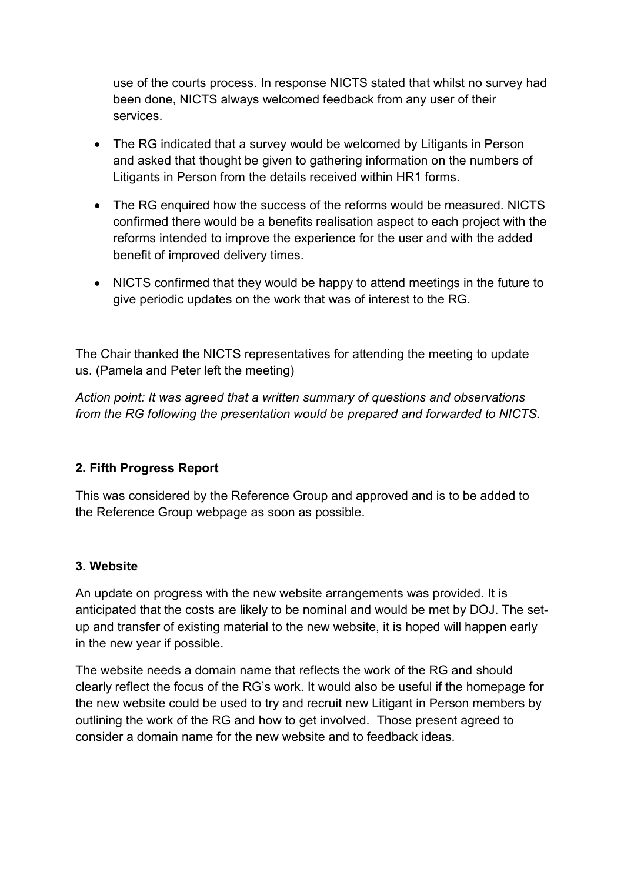use of the courts process. In response NICTS stated that whilst no survey had been done, NICTS always welcomed feedback from any user of their services.

- The RG indicated that a survey would be welcomed by Litigants in Person and asked that thought be given to gathering information on the numbers of Litigants in Person from the details received within HR1 forms.

- The RG enquired how the success of the reforms would be measured. NICTS confirmed there would be a benefits realisation aspect to each project with the reforms intended to improve the experience for the user and with the added benefit of improved delivery times.

- NICTS confirmed that they would be happy to attend meetings in the future to give periodic updates on the work that was of interest to the RG.

The Chair thanked the NICTS representatives for attending the meeting to update us. (Pamela and Peter left the meeting)

*Action point: It was agreed that a written summary of questions and observations from the RG following the presentation would be prepared and forwarded to NICTS.*

**2. Fifth Progress Report**

This was considered by the Reference Group and approved and is to be added to the Reference Group webpage as soon as possible.

**3. Website**

An update on progress with the new website arrangements was provided. It is anticipated that the costs are likely to be nominal and would be met by DOJ. The set-up and transfer of existing material to the new website, it is hoped will happen early in the new year if possible.

The website needs a domain name that reflects the work of the RG and should clearly reflect the focus of the RG's work. It would also be useful if the homepage for the new website could be used to try and recruit new Litigant in Person members by outlining the work of the RG and how to get involved. Those present agreed to consider a domain name for the new website and to feedback ideas.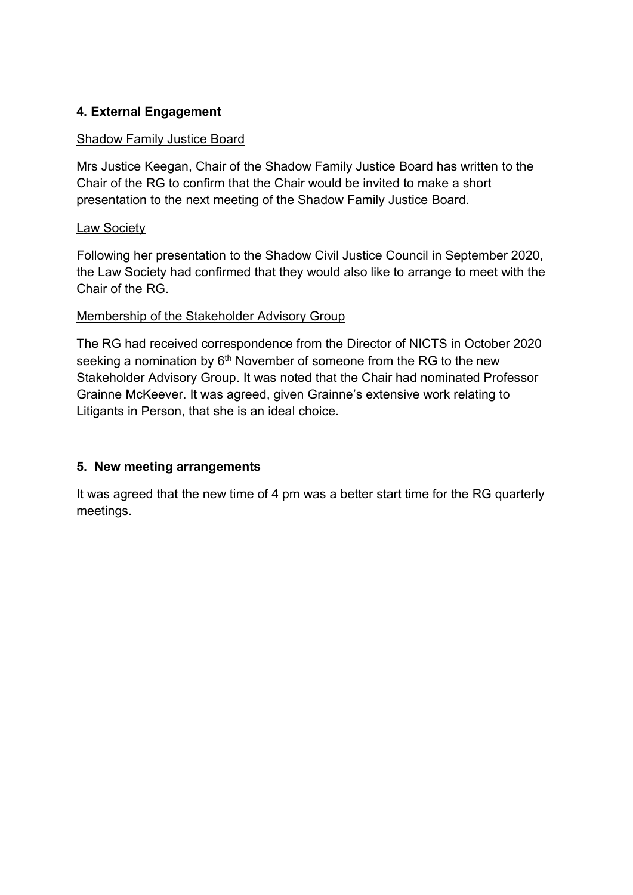## 4. External Engagement

Shadow Family Justice Board

Mrs Justice Keegan, Chair of the Shadow Family Justice Board has written to the Chair of the RG to confirm that the Chair would be invited to make a short presentation to the next meeting of the Shadow Family Justice Board.

Law Society

Following her presentation to the Shadow Civil Justice Council in September 2020, the Law Society had confirmed that they would also like to arrange to meet with the Chair of the RG.

Membership of the Stakeholder Advisory Group

The RG had received correspondence from the Director of NICTS in October 2020 seeking a nomination by 6th November of someone from the RG to the new Stakeholder Advisory Group. It was noted that the Chair had nominated Professor Grainne McKeever. It was agreed, given Grainne's extensive work relating to Litigants in Person, that she is an ideal choice.

## 5. New meeting arrangements

It was agreed that the new time of 4 pm was a better start time for the RG quarterly meetings.